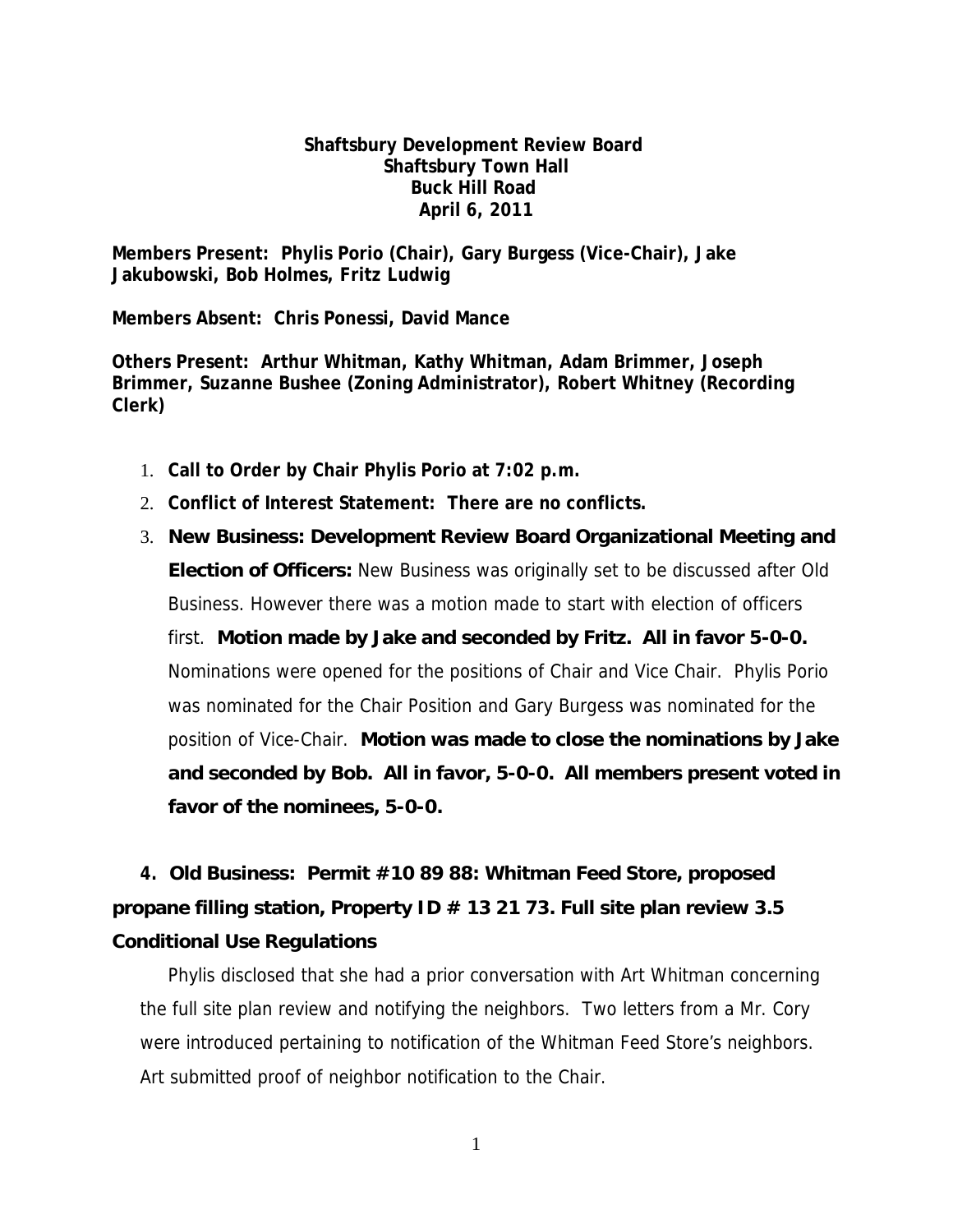**Shaftsbury Development Review Board**
**Shaftsbury Town Hall**
**Buck Hill Road**
**April 6, 2011**

**Members Present: Phylis Porio (Chair), Gary Burgess (Vice-Chair), Jake Jakubowski, Bob Holmes, Fritz Ludwig**

**Members Absent: Chris Ponessi, David Mance**

**Others Present: Arthur Whitman, Kathy Whitman, Adam Brimmer, Joseph Brimmer, Suzanne Bushee (Zoning Administrator), Robert Whitney (Recording Clerk)**

1. **Call to Order by Chair Phylis Porio at 7:02 p.m.**
2. **Conflict of Interest Statement: There are no conflicts.**
3. **New Business: Development Review Board Organizational Meeting and Election of Officers:** New Business was originally set to be discussed after Old Business. However there was a motion made to start with election of officers first. **Motion made by Jake and seconded by Fritz. All in favor 5-0-0.** Nominations were opened for the positions of Chair and Vice Chair. Phylis Porio was nominated for the Chair Position and Gary Burgess was nominated for the position of Vice-Chair. **Motion was made to close the nominations by Jake and seconded by Bob. All in favor, 5-0-0. All members present voted in favor of the nominees, 5-0-0.**

**4. Old Business: Permit #10 89 88: Whitman Feed Store, proposed propane filling station, Property ID # 13 21 73. Full site plan review 3.5 Conditional Use Regulations**

Phylis disclosed that she had a prior conversation with Art Whitman concerning the full site plan review and notifying the neighbors. Two letters from a Mr. Cory were introduced pertaining to notification of the Whitman Feed Store's neighbors. Art submitted proof of neighbor notification to the Chair.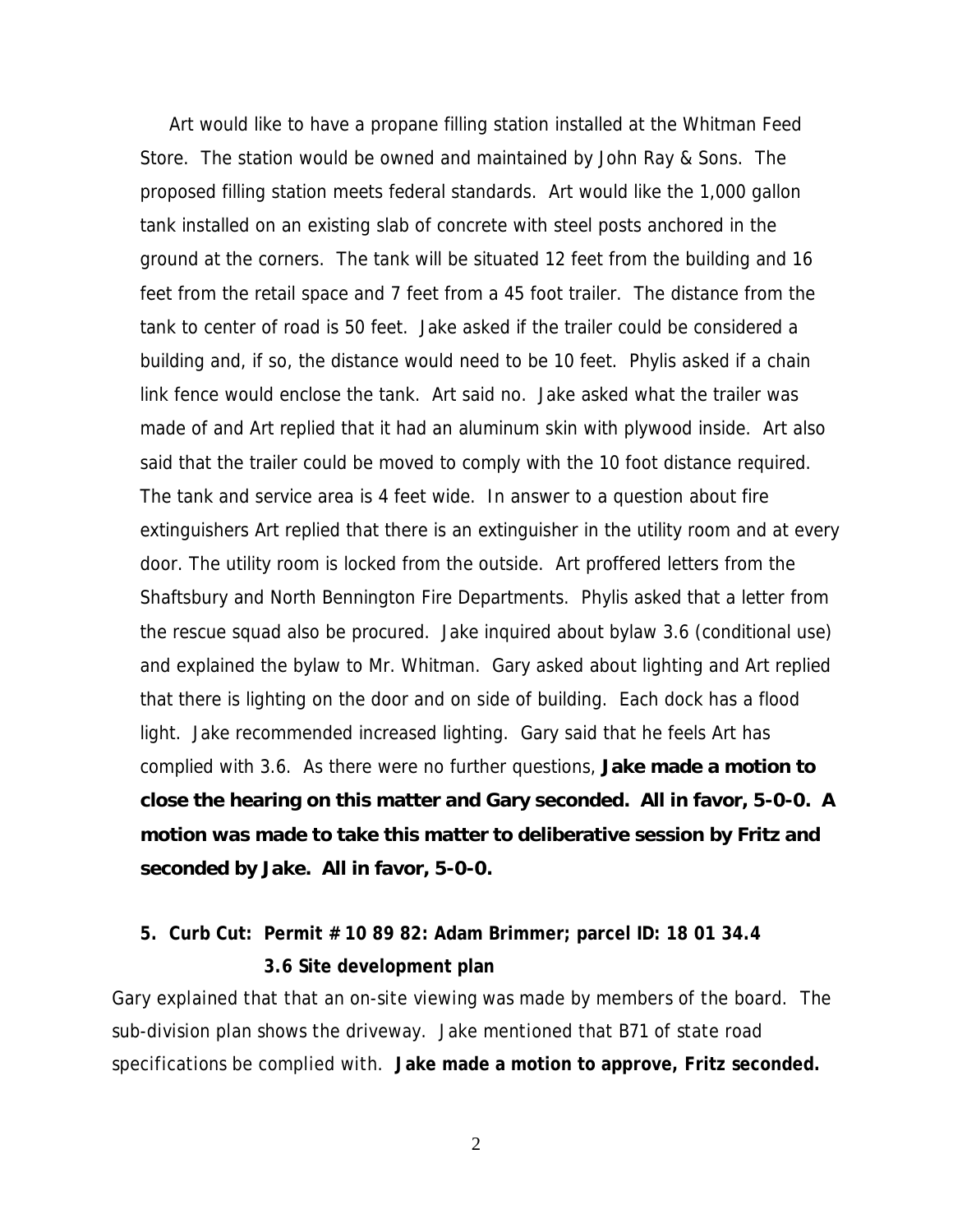Art would like to have a propane filling station installed at the Whitman Feed Store. The station would be owned and maintained by John Ray & Sons. The proposed filling station meets federal standards. Art would like the 1,000 gallon tank installed on an existing slab of concrete with steel posts anchored in the ground at the corners. The tank will be situated 12 feet from the building and 16 feet from the retail space and 7 feet from a 45 foot trailer. The distance from the tank to center of road is 50 feet. Jake asked if the trailer could be considered a building and, if so, the distance would need to be 10 feet. Phylis asked if a chain link fence would enclose the tank. Art said no. Jake asked what the trailer was made of and Art replied that it had an aluminum skin with plywood inside. Art also said that the trailer could be moved to comply with the 10 foot distance required. The tank and service area is 4 feet wide. In answer to a question about fire extinguishers Art replied that there is an extinguisher in the utility room and at every door. The utility room is locked from the outside. Art proffered letters from the Shaftsbury and North Bennington Fire Departments. Phylis asked that a letter from the rescue squad also be procured. Jake inquired about bylaw 3.6 (conditional use) and explained the bylaw to Mr. Whitman. Gary asked about lighting and Art replied that there is lighting on the door and on side of building. Each dock has a flood light. Jake recommended increased lighting. Gary said that he feels Art has complied with 3.6. As there were no further questions, **Jake made a motion to close the hearing on this matter and Gary seconded. All in favor, 5-0-0. A motion was made to take this matter to deliberative session by Fritz and seconded by Jake. All in favor, 5-0-0.**

**5. Curb Cut: Permit # 10 89 82: Adam Brimmer; parcel ID: 18 01 34.4**
**3.6 Site development plan**

*Gary explained that that an on-site viewing was made by members of the board. The sub-division plan shows the driveway. Jake mentioned that B71 of state road specifications be complied with.* **Jake made a motion to approve, Fritz seconded.**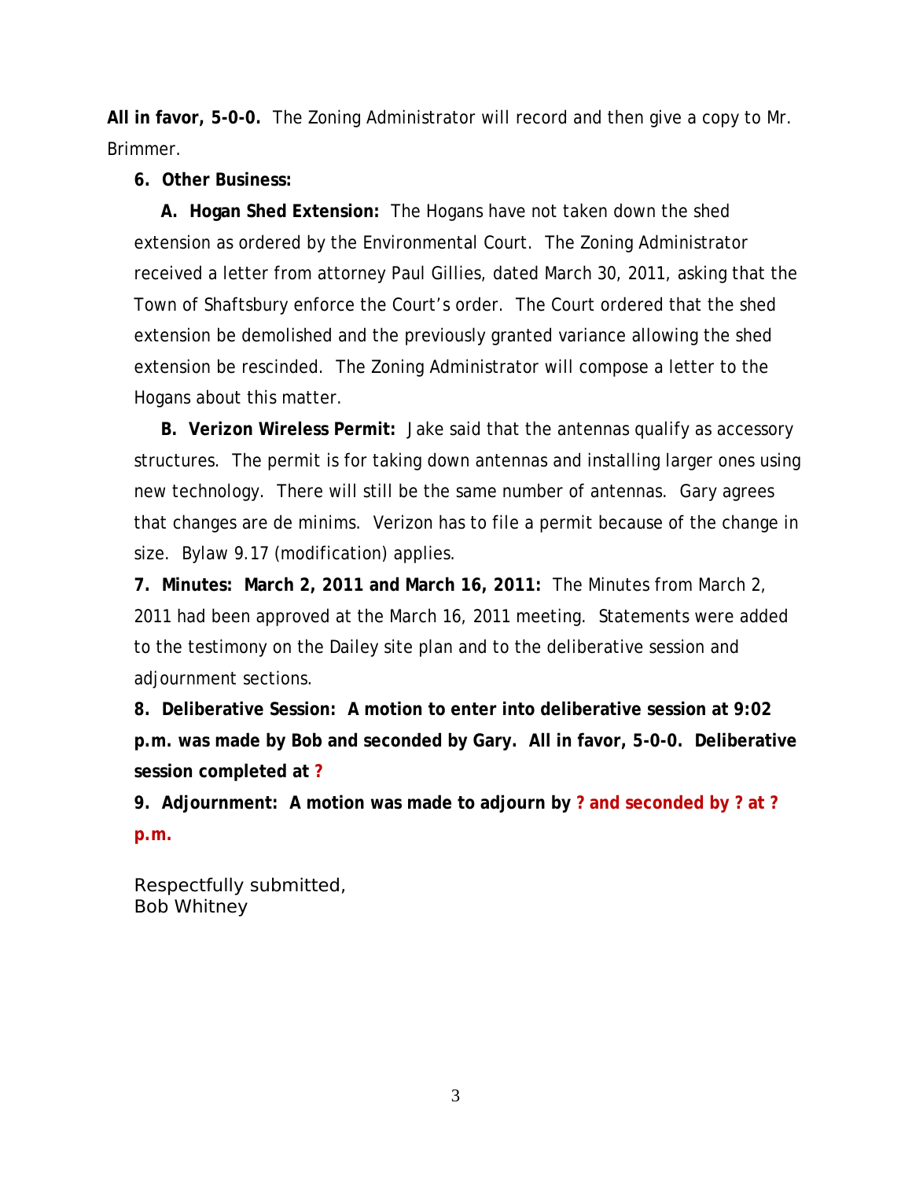**All in favor, 5-0-0.** The Zoning Administrator will record and then give a copy to Mr. Brimmer.

**6. Other Business:**

**A. Hogan Shed Extension:** The Hogans have not taken down the shed extension as ordered by the Environmental Court. The Zoning Administrator received a letter from attorney Paul Gillies, dated March 30, 2011, asking that the Town of Shaftsbury enforce the Court's order. The Court ordered that the shed extension be demolished and the previously granted variance allowing the shed extension be rescinded. The Zoning Administrator will compose a letter to the Hogans about this matter.

**B. Verizon Wireless Permit:** Jake said that the antennas qualify as accessory structures. The permit is for taking down antennas and installing larger ones using new technology. There will still be the same number of antennas. Gary agrees that changes are de minims. Verizon has to file a permit because of the change in size. Bylaw 9.17 (modification) applies.

**7. Minutes: March 2, 2011 and March 16, 2011:** The Minutes from March 2, 2011 had been approved at the March 16, 2011 meeting. Statements were added to the testimony on the Dailey site plan and to the deliberative session and adjournment sections.

**8. Deliberative Session: A motion to enter into deliberative session at 9:02 p.m. was made by Bob and seconded by Gary. All in favor, 5-0-0. Deliberative session completed at ?**

**9. Adjournment: A motion was made to adjourn by ? and seconded by ? at ? p.m.**

Respectfully submitted,
Bob Whitney